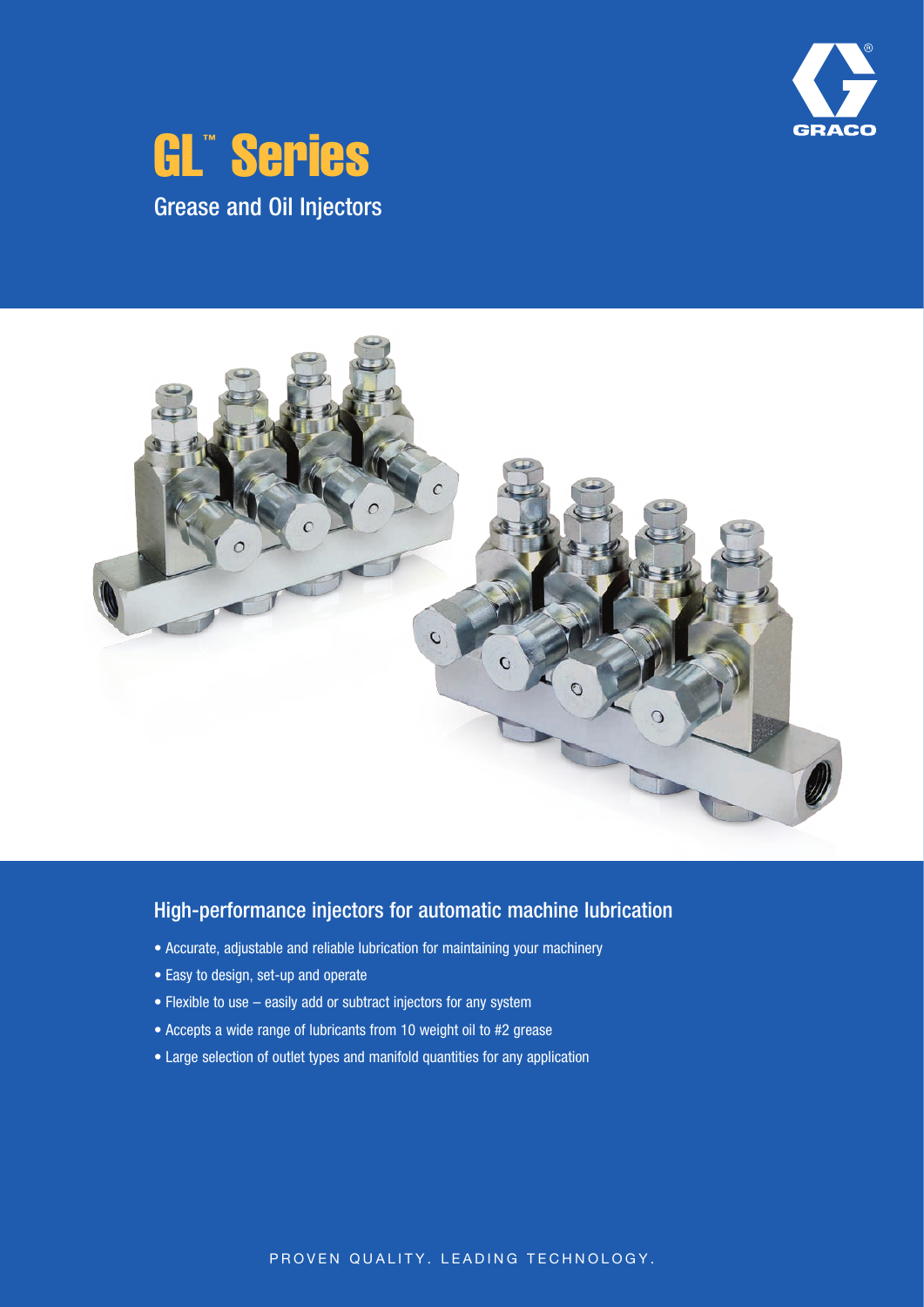# GL™ Series

## Grease and Oil Injectors

## High-performance injectors for automatic machine lubrication

- Accurate, adjustable and reliable lubrication for maintaining your machinery
- Easy to design, set-up and operate
- Flexible to use – easily add or subtract injectors for any system
- Accepts a wide range of lubricants from 10 weight oil to #2 grease
- Large selection of outlet types and manifold quantities for any application

PROVEN QUALITY. LEADING TECHNOLOGY.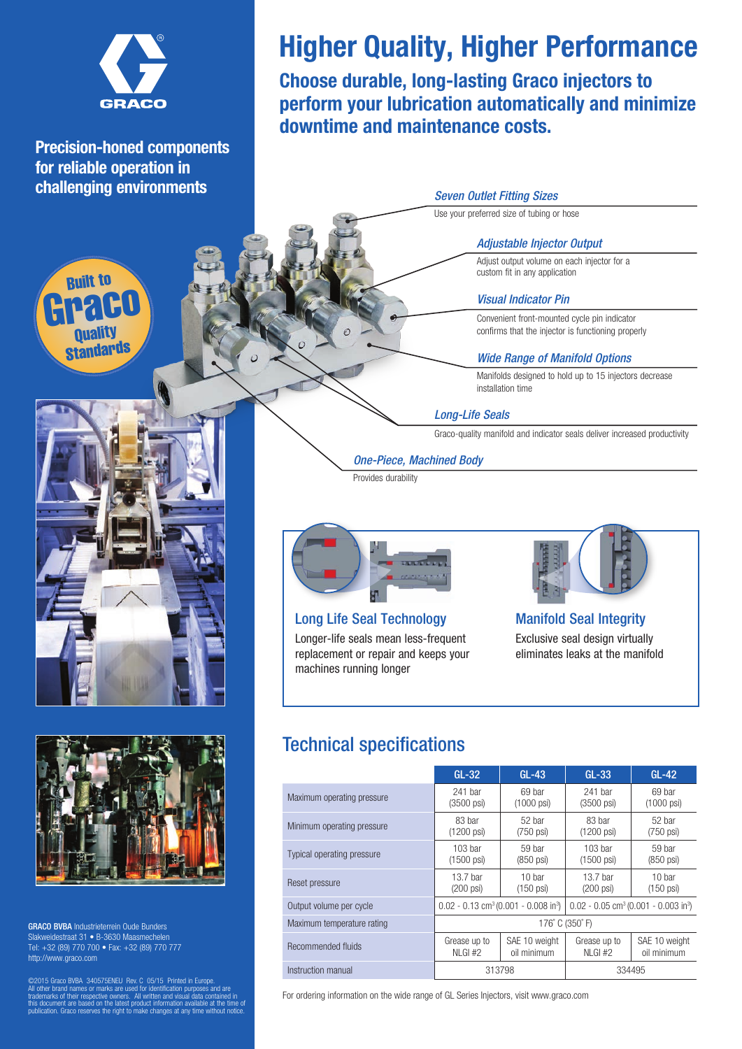Precision-honed components for reliable operation in challenging environments

Built to Graco Quality Standards

# Higher Quality, Higher Performance

## Choose durable, long-lasting Graco injectors to perform your lubrication automatically and minimize downtime and maintenance costs.

*Seven Outlet Fitting Sizes*

Use your preferred size of tubing or hose

*Adjustable Injector Output*

Adjust output volume on each injector for a custom fit in any application

*Visual Indicator Pin*

Convenient front-mounted cycle pin indicator confirms that the injector is functioning properly

*Wide Range of Manifold Options*

Manifolds designed to hold up to 15 injectors decrease installation time

*Long-Life Seals*

Graco-quality manifold and indicator seals deliver increased productivity

*One-Piece, Machined Body*

Provides durability

### Long Life Seal Technology

Longer-life seals mean less-frequent replacement or repair and keeps your machines running longer

### Manifold Seal Integrity

Exclusive seal design virtually eliminates leaks at the manifold

## Technical specifications

| | GL-32 | GL-43 | GL-33 | GL-42 |
|---|---|---|---|---|
| Maximum operating pressure | 241 bar (3500 psi) | 69 bar (1000 psi) | 241 bar (3500 psi) | 69 bar (1000 psi) |
| Minimum operating pressure | 83 bar (1200 psi) | 52 bar (750 psi) | 83 bar (1200 psi) | 52 bar (750 psi) |
| Typical operating pressure | 103 bar (1500 psi) | 59 bar (850 psi) | 103 bar (1500 psi) | 59 bar (850 psi) |
| Reset pressure | 13.7 bar (200 psi) | 10 bar (150 psi) | 13.7 bar (200 psi) | 10 bar (150 psi) |
| Output volume per cycle | 0.02 - 0.13 cm³ (0.001 - 0.008 in³) | | 0.02 - 0.05 cm³ (0.001 - 0.003 in³) | |
| Maximum temperature rating | 176° C (350° F) | | | |
| Recommended fluids | Grease up to NLGI #2 | SAE 10 weight oil minimum | Grease up to NLGI #2 | SAE 10 weight oil minimum |
| Instruction manual | 313798 | | 334495 | |

For ordering information on the wide range of GL Series Injectors, visit www.graco.com

**GRACO BVBA** Industrieterrein Oude Bunders
Slakweidestraat 31 • B-3630 Maasmechelen
Tel: +32 (89) 770 700 • Fax: +32 (89) 770 777
http://www.graco.com

©2015 Graco BVBA 340575ENEU Rev. C 05/15 Printed in Europe.
All other brand names or marks are used for identification purposes and are trademarks of their respective owners. All written and visual data contained in this document are based on the latest product information available at the time of publication. Graco reserves the right to make changes at any time without notice.